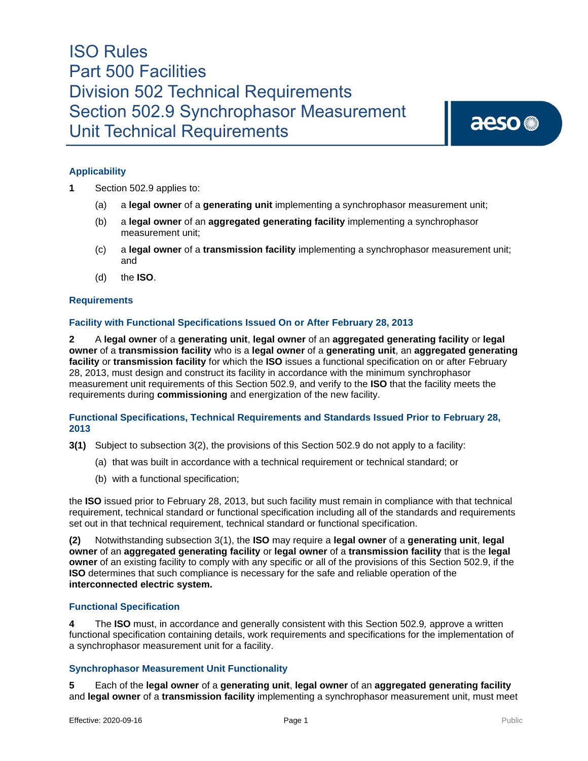# ISO Rules
# Part 500 Facilities
# Division 502 Technical Requirements
# Section 502.9 Synchrophasor Measurement Unit Technical Requirements

## Applicability

**1** Section 502.9 applies to:

(a) a **legal owner** of a **generating unit** implementing a synchrophasor measurement unit;

(b) a **legal owner** of an **aggregated generating facility** implementing a synchrophasor measurement unit;

(c) a **legal owner** of a **transmission facility** implementing a synchrophasor measurement unit; and

(d) the **ISO**.

## Requirements

### Facility with Functional Specifications Issued On or After February 28, 2013

**2** A **legal owner** of a **generating unit**, **legal owner** of an **aggregated generating facility** or **legal owner** of a **transmission facility** who is a **legal owner** of a **generating unit**, an **aggregated generating facility** or **transmission facility** for which the **ISO** issues a functional specification on or after February 28, 2013, must design and construct its facility in accordance with the minimum synchrophasor measurement unit requirements of this Section 502.9, and verify to the **ISO** that the facility meets the requirements during **commissioning** and energization of the new facility.

### Functional Specifications, Technical Requirements and Standards Issued Prior to February 28, 2013

**3(1)** Subject to subsection 3(2), the provisions of this Section 502.9 do not apply to a facility:

(a) that was built in accordance with a technical requirement or technical standard; or

(b) with a functional specification;

the **ISO** issued prior to February 28, 2013, but such facility must remain in compliance with that technical requirement, technical standard or functional specification including all of the standards and requirements set out in that technical requirement, technical standard or functional specification.

**(2)** Notwithstanding subsection 3(1), the **ISO** may require a **legal owner** of a **generating unit**, **legal owner** of an **aggregated generating facility** or **legal owner** of a **transmission facility** that is the **legal owner** of an existing facility to comply with any specific or all of the provisions of this Section 502.9, if the **ISO** determines that such compliance is necessary for the safe and reliable operation of the **interconnected electric system.**

### Functional Specification

**4** The **ISO** must, in accordance and generally consistent with this Section 502.9*,* approve a written functional specification containing details, work requirements and specifications for the implementation of a synchrophasor measurement unit for a facility.

### Synchrophasor Measurement Unit Functionality

**5** Each of the **legal owner** of a **generating unit**, **legal owner** of an **aggregated generating facility** and **legal owner** of a **transmission facility** implementing a synchrophasor measurement unit, must meet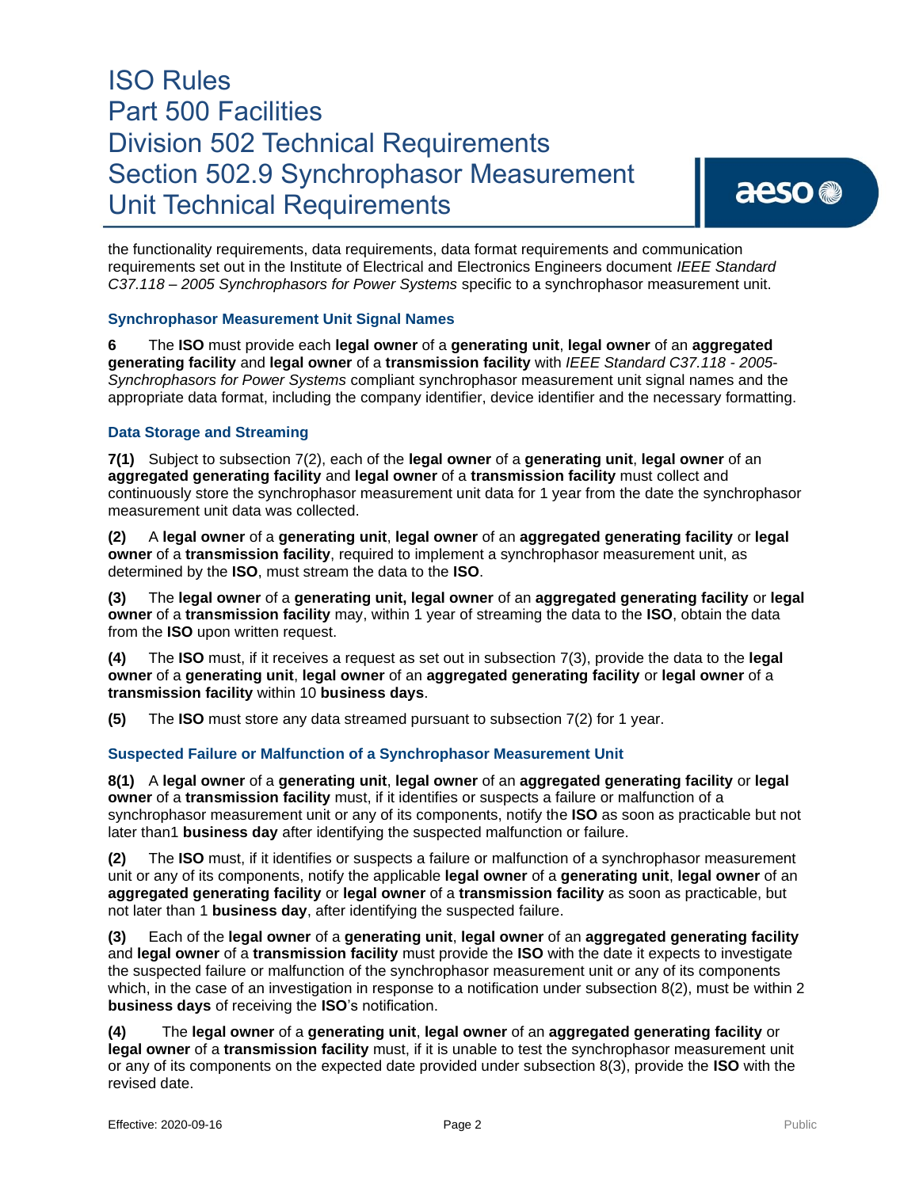the functionality requirements, data requirements, data format requirements and communication requirements set out in the Institute of Electrical and Electronics Engineers document *IEEE Standard C37.118 – 2005 Synchrophasors for Power Systems* specific to a synchrophasor measurement unit.

### Synchrophasor Measurement Unit Signal Names

**6** The **ISO** must provide each **legal owner** of a **generating unit**, **legal owner** of an **aggregated generating facility** and **legal owner** of a **transmission facility** with *IEEE Standard C37.118 - 2005-Synchrophasors for Power Systems* compliant synchrophasor measurement unit signal names and the appropriate data format, including the company identifier, device identifier and the necessary formatting.

### Data Storage and Streaming

**7(1)** Subject to subsection 7(2), each of the **legal owner** of a **generating unit**, **legal owner** of an **aggregated generating facility** and **legal owner** of a **transmission facility** must collect and continuously store the synchrophasor measurement unit data for 1 year from the date the synchrophasor measurement unit data was collected.

**(2)** A **legal owner** of a **generating unit**, **legal owner** of an **aggregated generating facility** or **legal owner** of a **transmission facility**, required to implement a synchrophasor measurement unit, as determined by the **ISO**, must stream the data to the **ISO**.

**(3)** The **legal owner** of a **generating unit, legal owner** of an **aggregated generating facility** or **legal owner** of a **transmission facility** may, within 1 year of streaming the data to the **ISO**, obtain the data from the **ISO** upon written request.

**(4)** The **ISO** must, if it receives a request as set out in subsection 7(3), provide the data to the **legal owner** of a **generating unit**, **legal owner** of an **aggregated generating facility** or **legal owner** of a **transmission facility** within 10 **business days**.

**(5)** The **ISO** must store any data streamed pursuant to subsection 7(2) for 1 year.

### Suspected Failure or Malfunction of a Synchrophasor Measurement Unit

**8(1)** A **legal owner** of a **generating unit**, **legal owner** of an **aggregated generating facility** or **legal owner** of a **transmission facility** must, if it identifies or suspects a failure or malfunction of a synchrophasor measurement unit or any of its components, notify the **ISO** as soon as practicable but not later than1 **business day** after identifying the suspected malfunction or failure.

**(2)** The **ISO** must, if it identifies or suspects a failure or malfunction of a synchrophasor measurement unit or any of its components, notify the applicable **legal owner** of a **generating unit**, **legal owner** of an **aggregated generating facility** or **legal owner** of a **transmission facility** as soon as practicable, but not later than 1 **business day**, after identifying the suspected failure.

**(3)** Each of the **legal owner** of a **generating unit**, **legal owner** of an **aggregated generating facility** and **legal owner** of a **transmission facility** must provide the **ISO** with the date it expects to investigate the suspected failure or malfunction of the synchrophasor measurement unit or any of its components which, in the case of an investigation in response to a notification under subsection 8(2), must be within 2 **business days** of receiving the **ISO**'s notification.

**(4)** The **legal owner** of a **generating unit**, **legal owner** of an **aggregated generating facility** or **legal owner** of a **transmission facility** must, if it is unable to test the synchrophasor measurement unit or any of its components on the expected date provided under subsection 8(3), provide the **ISO** with the revised date.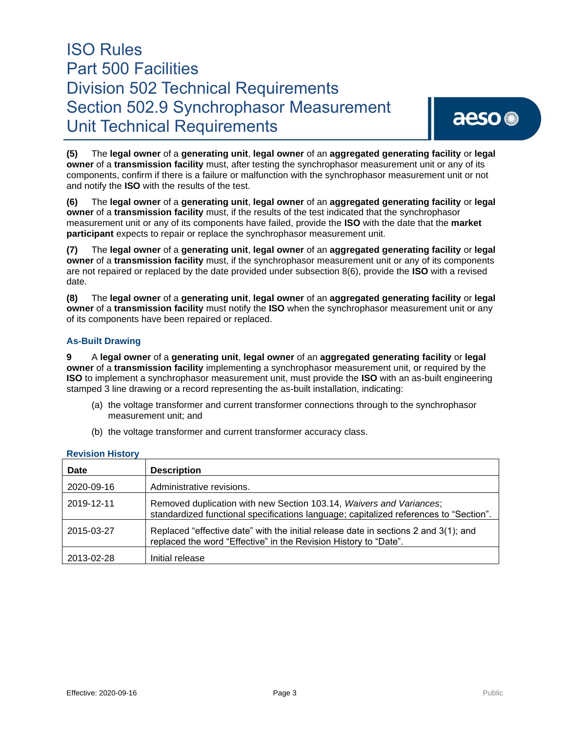**(5)** The **legal owner** of a **generating unit**, **legal owner** of an **aggregated generating facility** or **legal owner** of a **transmission facility** must, after testing the synchrophasor measurement unit or any of its components, confirm if there is a failure or malfunction with the synchrophasor measurement unit or not and notify the **ISO** with the results of the test.

**(6)** The **legal owner** of a **generating unit**, **legal owner** of an **aggregated generating facility** or **legal owner** of a **transmission facility** must, if the results of the test indicated that the synchrophasor measurement unit or any of its components have failed, provide the **ISO** with the date that the **market participant** expects to repair or replace the synchrophasor measurement unit.

**(7)** The **legal owner** of a **generating unit**, **legal owner** of an **aggregated generating facility** or **legal owner** of a **transmission facility** must, if the synchrophasor measurement unit or any of its components are not repaired or replaced by the date provided under subsection 8(6), provide the **ISO** with a revised date.

**(8)** The **legal owner** of a **generating unit**, **legal owner** of an **aggregated generating facility** or **legal owner** of a **transmission facility** must notify the **ISO** when the synchrophasor measurement unit or any of its components have been repaired or replaced.

### As-Built Drawing

**9** A **legal owner** of a **generating unit**, **legal owner** of an **aggregated generating facility** or **legal owner** of a **transmission facility** implementing a synchrophasor measurement unit, or required by the **ISO** to implement a synchrophasor measurement unit, must provide the **ISO** with an as-built engineering stamped 3 line drawing or a record representing the as-built installation, indicating:

(a) the voltage transformer and current transformer connections through to the synchrophasor measurement unit; and

(b) the voltage transformer and current transformer accuracy class.

### Revision History

| Date | Description |
|---|---|
| 2020-09-16 | Administrative revisions. |
| 2019-12-11 | Removed duplication with new Section 103.14, *Waivers and Variances*; standardized functional specifications language; capitalized references to "Section". |
| 2015-03-27 | Replaced "effective date" with the initial release date in sections 2 and 3(1); and replaced the word "Effective" in the Revision History to "Date". |
| 2013-02-28 | Initial release |